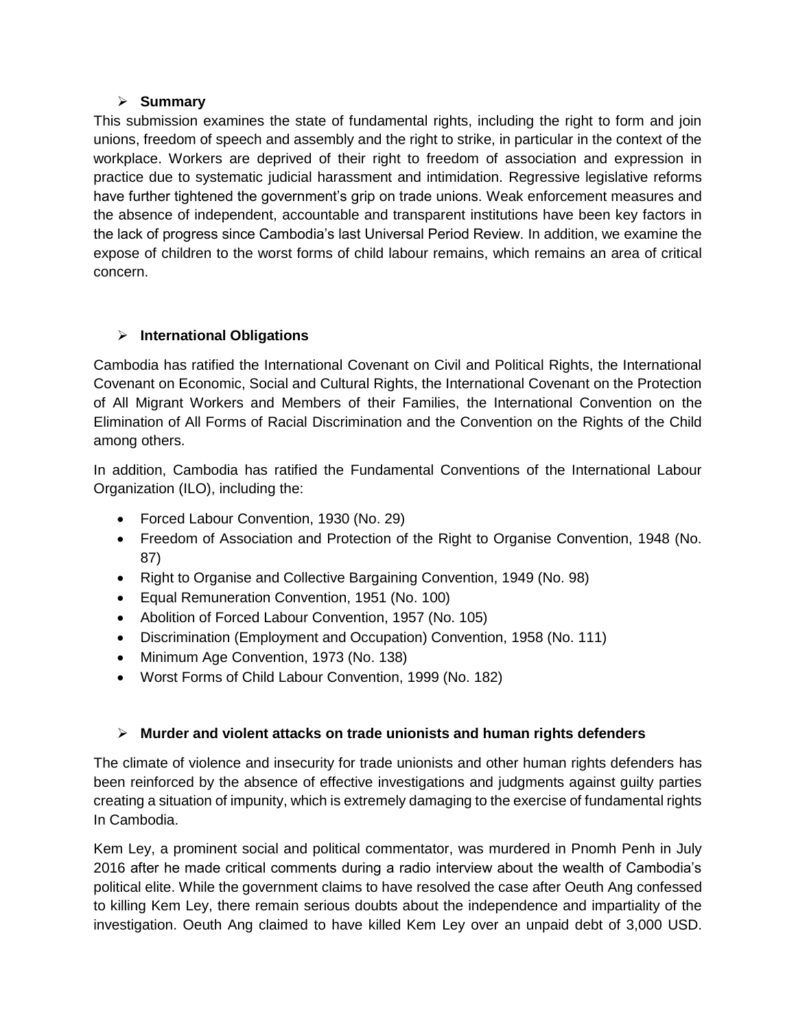## Summary

This submission examines the state of fundamental rights, including the right to form and join unions, freedom of speech and assembly and the right to strike, in particular in the context of the workplace. Workers are deprived of their right to freedom of association and expression in practice due to systematic judicial harassment and intimidation. Regressive legislative reforms have further tightened the government's grip on trade unions. Weak enforcement measures and the absence of independent, accountable and transparent institutions have been key factors in the lack of progress since Cambodia's last Universal Period Review. In addition, we examine the expose of children to the worst forms of child labour remains, which remains an area of critical concern.

## International Obligations

Cambodia has ratified the International Covenant on Civil and Political Rights, the International Covenant on Economic, Social and Cultural Rights, the International Covenant on the Protection of All Migrant Workers and Members of their Families, the International Convention on the Elimination of All Forms of Racial Discrimination and the Convention on the Rights of the Child among others.

In addition, Cambodia has ratified the Fundamental Conventions of the International Labour Organization (ILO), including the:

- Forced Labour Convention, 1930 (No. 29)
- Freedom of Association and Protection of the Right to Organise Convention, 1948 (No. 87)
- Right to Organise and Collective Bargaining Convention, 1949 (No. 98)
- Equal Remuneration Convention, 1951 (No. 100)
- Abolition of Forced Labour Convention, 1957 (No. 105)
- Discrimination (Employment and Occupation) Convention, 1958 (No. 111)
- Minimum Age Convention, 1973 (No. 138)
- Worst Forms of Child Labour Convention, 1999 (No. 182)

## Murder and violent attacks on trade unionists and human rights defenders

The climate of violence and insecurity for trade unionists and other human rights defenders has been reinforced by the absence of effective investigations and judgments against guilty parties creating a situation of impunity, which is extremely damaging to the exercise of fundamental rights In Cambodia.

Kem Ley, a prominent social and political commentator, was murdered in Pnomh Penh in July 2016 after he made critical comments during a radio interview about the wealth of Cambodia's political elite. While the government claims to have resolved the case after Oeuth Ang confessed to killing Kem Ley, there remain serious doubts about the independence and impartiality of the investigation. Oeuth Ang claimed to have killed Kem Ley over an unpaid debt of 3,000 USD.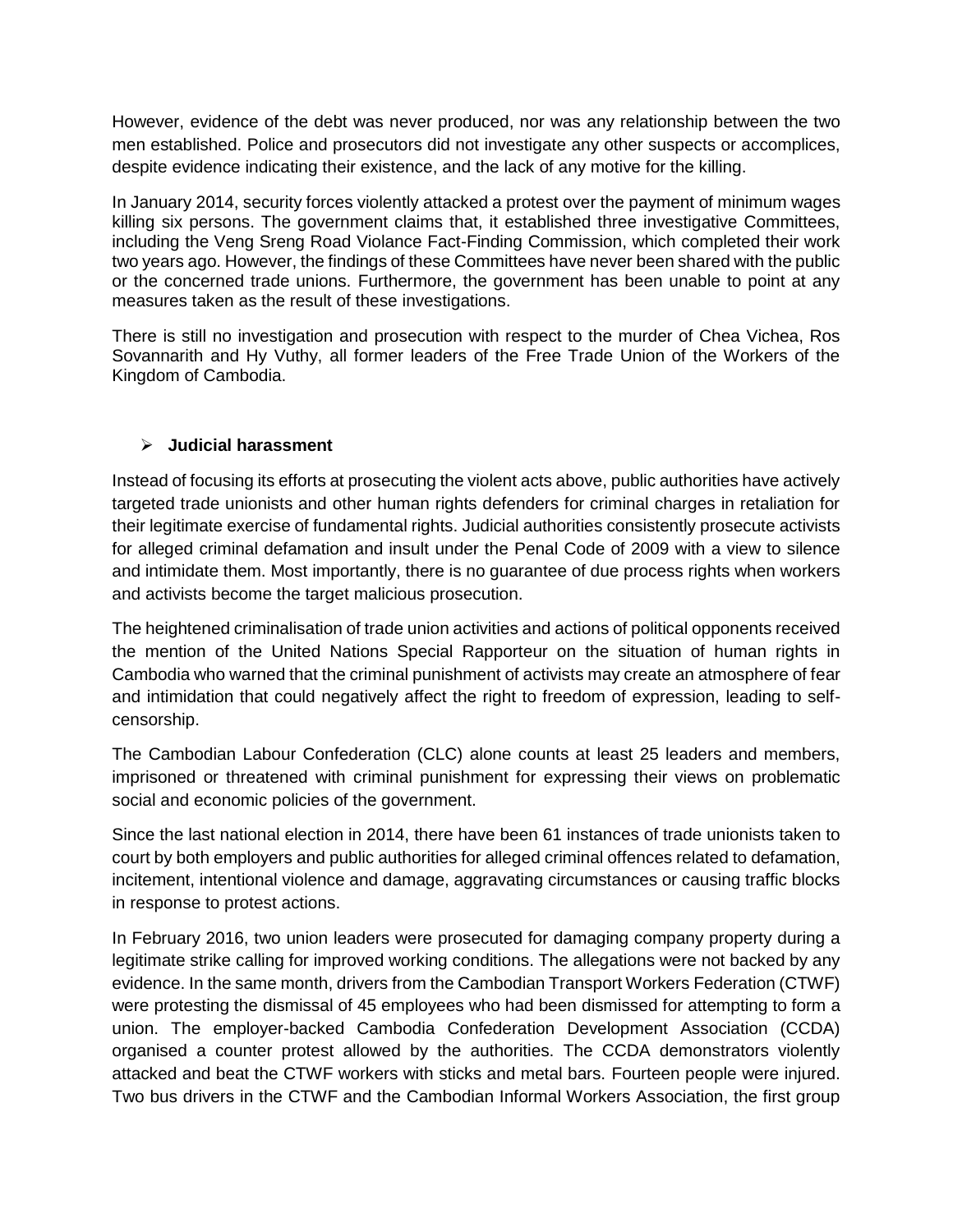However, evidence of the debt was never produced, nor was any relationship between the two men established. Police and prosecutors did not investigate any other suspects or accomplices, despite evidence indicating their existence, and the lack of any motive for the killing.

In January 2014, security forces violently attacked a protest over the payment of minimum wages killing six persons. The government claims that, it established three investigative Committees, including the Veng Sreng Road Violance Fact-Finding Commission, which completed their work two years ago. However, the findings of these Committees have never been shared with the public or the concerned trade unions. Furthermore, the government has been unable to point at any measures taken as the result of these investigations.

There is still no investigation and prosecution with respect to the murder of Chea Vichea, Ros Sovannarith and Hy Vuthy, all former leaders of the Free Trade Union of the Workers of the Kingdom of Cambodia.

- **Judicial harassment**

Instead of focusing its efforts at prosecuting the violent acts above, public authorities have actively targeted trade unionists and other human rights defenders for criminal charges in retaliation for their legitimate exercise of fundamental rights. Judicial authorities consistently prosecute activists for alleged criminal defamation and insult under the Penal Code of 2009 with a view to silence and intimidate them. Most importantly, there is no guarantee of due process rights when workers and activists become the target malicious prosecution.

The heightened criminalisation of trade union activities and actions of political opponents received the mention of the United Nations Special Rapporteur on the situation of human rights in Cambodia who warned that the criminal punishment of activists may create an atmosphere of fear and intimidation that could negatively affect the right to freedom of expression, leading to self-censorship.

The Cambodian Labour Confederation (CLC) alone counts at least 25 leaders and members, imprisoned or threatened with criminal punishment for expressing their views on problematic social and economic policies of the government.

Since the last national election in 2014, there have been 61 instances of trade unionists taken to court by both employers and public authorities for alleged criminal offences related to defamation, incitement, intentional violence and damage, aggravating circumstances or causing traffic blocks in response to protest actions.

In February 2016, two union leaders were prosecuted for damaging company property during a legitimate strike calling for improved working conditions. The allegations were not backed by any evidence. In the same month, drivers from the Cambodian Transport Workers Federation (CTWF) were protesting the dismissal of 45 employees who had been dismissed for attempting to form a union. The employer-backed Cambodia Confederation Development Association (CCDA) organised a counter protest allowed by the authorities. The CCDA demonstrators violently attacked and beat the CTWF workers with sticks and metal bars. Fourteen people were injured. Two bus drivers in the CTWF and the Cambodian Informal Workers Association, the first group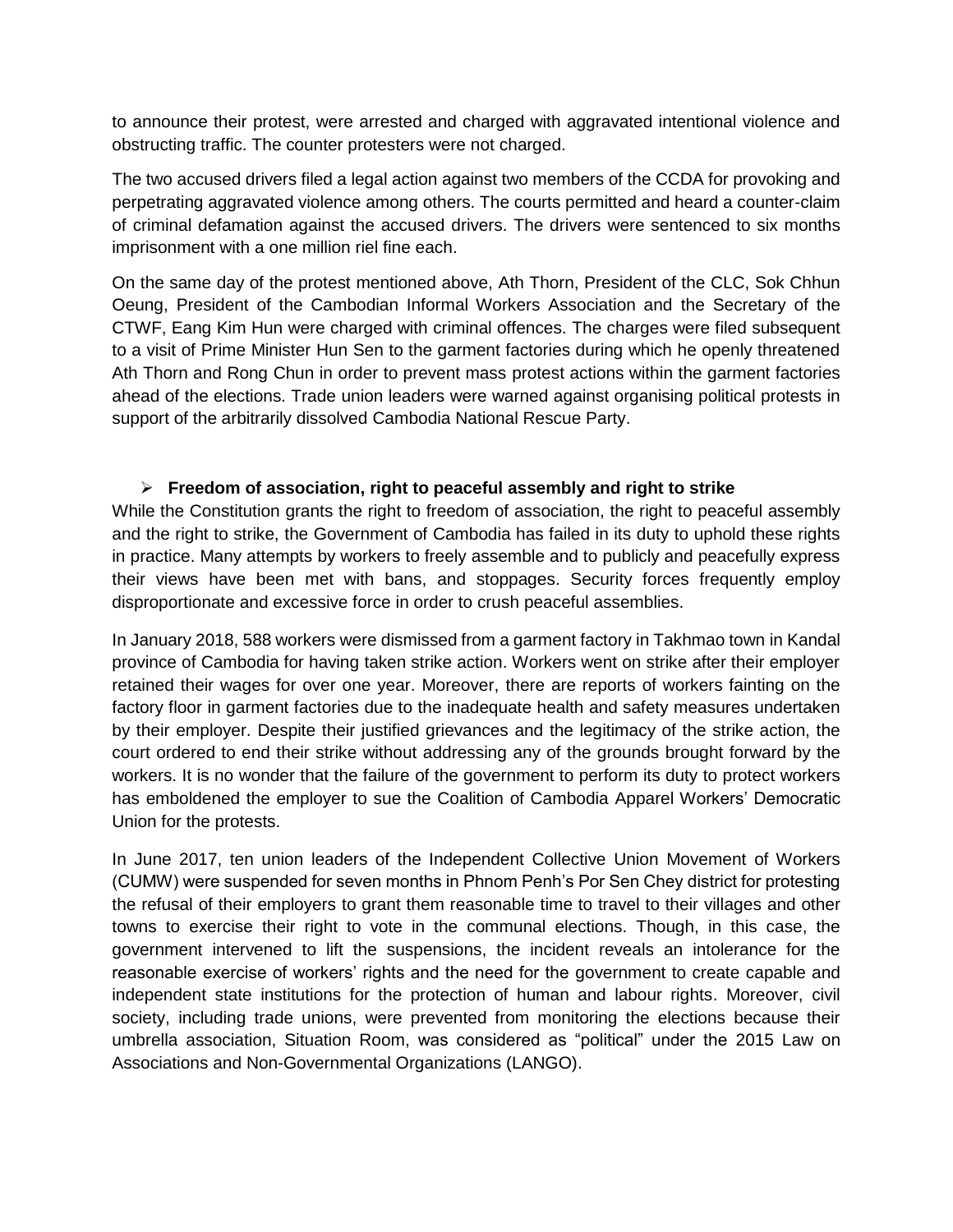to announce their protest, were arrested and charged with aggravated intentional violence and obstructing traffic. The counter protesters were not charged.

The two accused drivers filed a legal action against two members of the CCDA for provoking and perpetrating aggravated violence among others. The courts permitted and heard a counter-claim of criminal defamation against the accused drivers. The drivers were sentenced to six months imprisonment with a one million riel fine each.

On the same day of the protest mentioned above, Ath Thorn, President of the CLC, Sok Chhun Oeung, President of the Cambodian Informal Workers Association and the Secretary of the CTWF, Eang Kim Hun were charged with criminal offences. The charges were filed subsequent to a visit of Prime Minister Hun Sen to the garment factories during which he openly threatened Ath Thorn and Rong Chun in order to prevent mass protest actions within the garment factories ahead of the elections. Trade union leaders were warned against organising political protests in support of the arbitrarily dissolved Cambodia National Rescue Party.

- **Freedom of association, right to peaceful assembly and right to strike**

While the Constitution grants the right to freedom of association, the right to peaceful assembly and the right to strike, the Government of Cambodia has failed in its duty to uphold these rights in practice. Many attempts by workers to freely assemble and to publicly and peacefully express their views have been met with bans, and stoppages. Security forces frequently employ disproportionate and excessive force in order to crush peaceful assemblies.

In January 2018, 588 workers were dismissed from a garment factory in Takhmao town in Kandal province of Cambodia for having taken strike action. Workers went on strike after their employer retained their wages for over one year. Moreover, there are reports of workers fainting on the factory floor in garment factories due to the inadequate health and safety measures undertaken by their employer. Despite their justified grievances and the legitimacy of the strike action, the court ordered to end their strike without addressing any of the grounds brought forward by the workers. It is no wonder that the failure of the government to perform its duty to protect workers has emboldened the employer to sue the Coalition of Cambodia Apparel Workers' Democratic Union for the protests.

In June 2017, ten union leaders of the Independent Collective Union Movement of Workers (CUMW) were suspended for seven months in Phnom Penh's Por Sen Chey district for protesting the refusal of their employers to grant them reasonable time to travel to their villages and other towns to exercise their right to vote in the communal elections. Though, in this case, the government intervened to lift the suspensions, the incident reveals an intolerance for the reasonable exercise of workers' rights and the need for the government to create capable and independent state institutions for the protection of human and labour rights. Moreover, civil society, including trade unions, were prevented from monitoring the elections because their umbrella association, Situation Room, was considered as "political" under the 2015 Law on Associations and Non-Governmental Organizations (LANGO).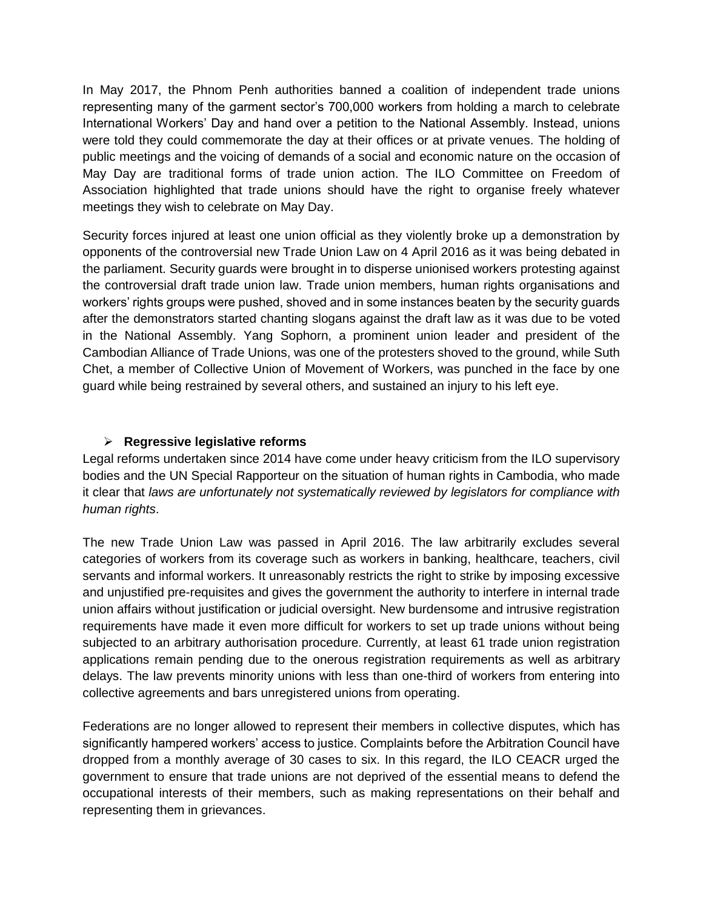In May 2017, the Phnom Penh authorities banned a coalition of independent trade unions representing many of the garment sector's 700,000 workers from holding a march to celebrate International Workers' Day and hand over a petition to the National Assembly. Instead, unions were told they could commemorate the day at their offices or at private venues. The holding of public meetings and the voicing of demands of a social and economic nature on the occasion of May Day are traditional forms of trade union action. The ILO Committee on Freedom of Association highlighted that trade unions should have the right to organise freely whatever meetings they wish to celebrate on May Day.

Security forces injured at least one union official as they violently broke up a demonstration by opponents of the controversial new Trade Union Law on 4 April 2016 as it was being debated in the parliament. Security guards were brought in to disperse unionised workers protesting against the controversial draft trade union law. Trade union members, human rights organisations and workers' rights groups were pushed, shoved and in some instances beaten by the security guards after the demonstrators started chanting slogans against the draft law as it was due to be voted in the National Assembly. Yang Sophorn, a prominent union leader and president of the Cambodian Alliance of Trade Unions, was one of the protesters shoved to the ground, while Suth Chet, a member of Collective Union of Movement of Workers, was punched in the face by one guard while being restrained by several others, and sustained an injury to his left eye.

- **Regressive legislative reforms**

Legal reforms undertaken since 2014 have come under heavy criticism from the ILO supervisory bodies and the UN Special Rapporteur on the situation of human rights in Cambodia, who made it clear that *laws are unfortunately not systematically reviewed by legislators for compliance with human rights*.

The new Trade Union Law was passed in April 2016. The law arbitrarily excludes several categories of workers from its coverage such as workers in banking, healthcare, teachers, civil servants and informal workers. It unreasonably restricts the right to strike by imposing excessive and unjustified pre-requisites and gives the government the authority to interfere in internal trade union affairs without justification or judicial oversight. New burdensome and intrusive registration requirements have made it even more difficult for workers to set up trade unions without being subjected to an arbitrary authorisation procedure. Currently, at least 61 trade union registration applications remain pending due to the onerous registration requirements as well as arbitrary delays. The law prevents minority unions with less than one-third of workers from entering into collective agreements and bars unregistered unions from operating.

Federations are no longer allowed to represent their members in collective disputes, which has significantly hampered workers' access to justice. Complaints before the Arbitration Council have dropped from a monthly average of 30 cases to six. In this regard, the ILO CEACR urged the government to ensure that trade unions are not deprived of the essential means to defend the occupational interests of their members, such as making representations on their behalf and representing them in grievances.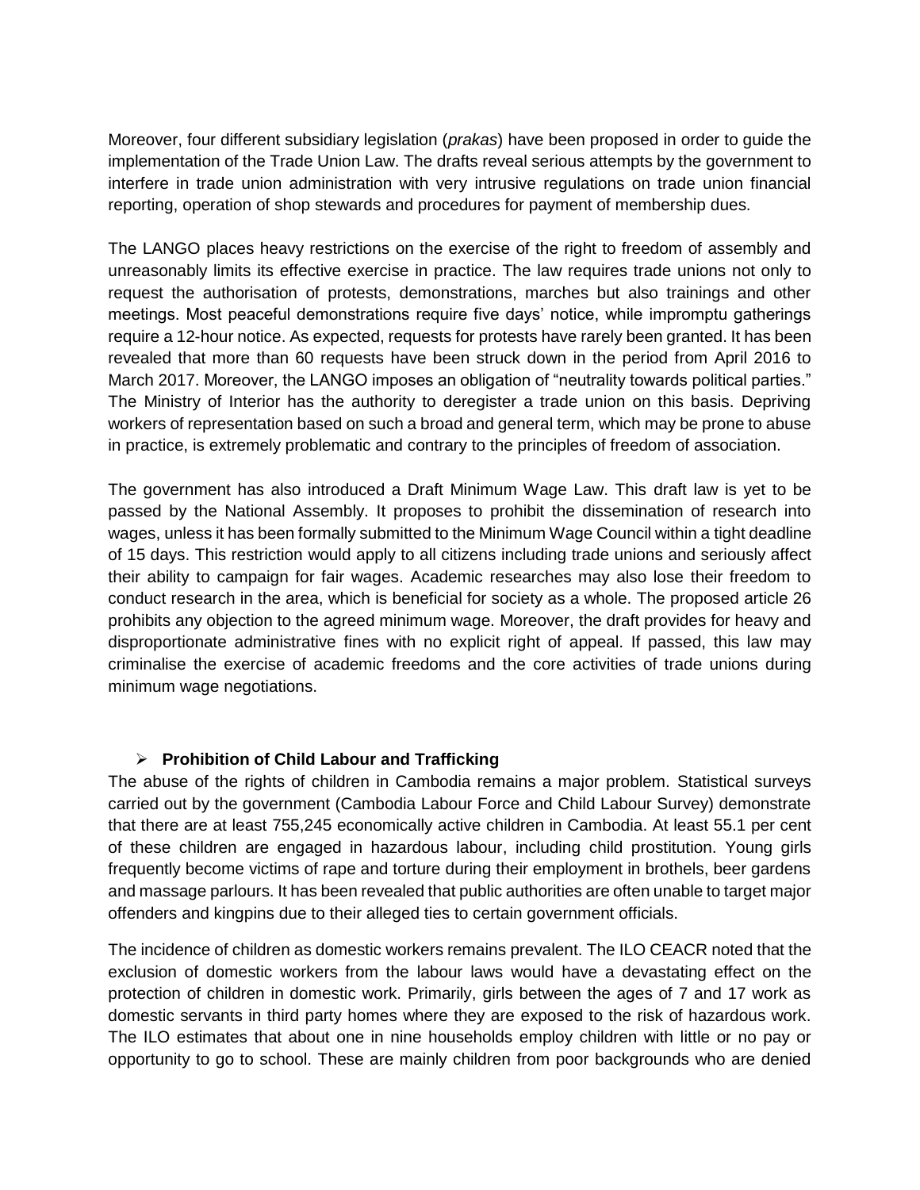Moreover, four different subsidiary legislation (*prakas*) have been proposed in order to guide the implementation of the Trade Union Law. The drafts reveal serious attempts by the government to interfere in trade union administration with very intrusive regulations on trade union financial reporting, operation of shop stewards and procedures for payment of membership dues.

The LANGO places heavy restrictions on the exercise of the right to freedom of assembly and unreasonably limits its effective exercise in practice. The law requires trade unions not only to request the authorisation of protests, demonstrations, marches but also trainings and other meetings. Most peaceful demonstrations require five days' notice, while impromptu gatherings require a 12-hour notice. As expected, requests for protests have rarely been granted. It has been revealed that more than 60 requests have been struck down in the period from April 2016 to March 2017. Moreover, the LANGO imposes an obligation of "neutrality towards political parties." The Ministry of Interior has the authority to deregister a trade union on this basis. Depriving workers of representation based on such a broad and general term, which may be prone to abuse in practice, is extremely problematic and contrary to the principles of freedom of association.

The government has also introduced a Draft Minimum Wage Law. This draft law is yet to be passed by the National Assembly. It proposes to prohibit the dissemination of research into wages, unless it has been formally submitted to the Minimum Wage Council within a tight deadline of 15 days. This restriction would apply to all citizens including trade unions and seriously affect their ability to campaign for fair wages. Academic researches may also lose their freedom to conduct research in the area, which is beneficial for society as a whole. The proposed article 26 prohibits any objection to the agreed minimum wage. Moreover, the draft provides for heavy and disproportionate administrative fines with no explicit right of appeal. If passed, this law may criminalise the exercise of academic freedoms and the core activities of trade unions during minimum wage negotiations.

- **Prohibition of Child Labour and Trafficking**

The abuse of the rights of children in Cambodia remains a major problem. Statistical surveys carried out by the government (Cambodia Labour Force and Child Labour Survey) demonstrate that there are at least 755,245 economically active children in Cambodia. At least 55.1 per cent of these children are engaged in hazardous labour, including child prostitution. Young girls frequently become victims of rape and torture during their employment in brothels, beer gardens and massage parlours. It has been revealed that public authorities are often unable to target major offenders and kingpins due to their alleged ties to certain government officials.

The incidence of children as domestic workers remains prevalent. The ILO CEACR noted that the exclusion of domestic workers from the labour laws would have a devastating effect on the protection of children in domestic work. Primarily, girls between the ages of 7 and 17 work as domestic servants in third party homes where they are exposed to the risk of hazardous work. The ILO estimates that about one in nine households employ children with little or no pay or opportunity to go to school. These are mainly children from poor backgrounds who are denied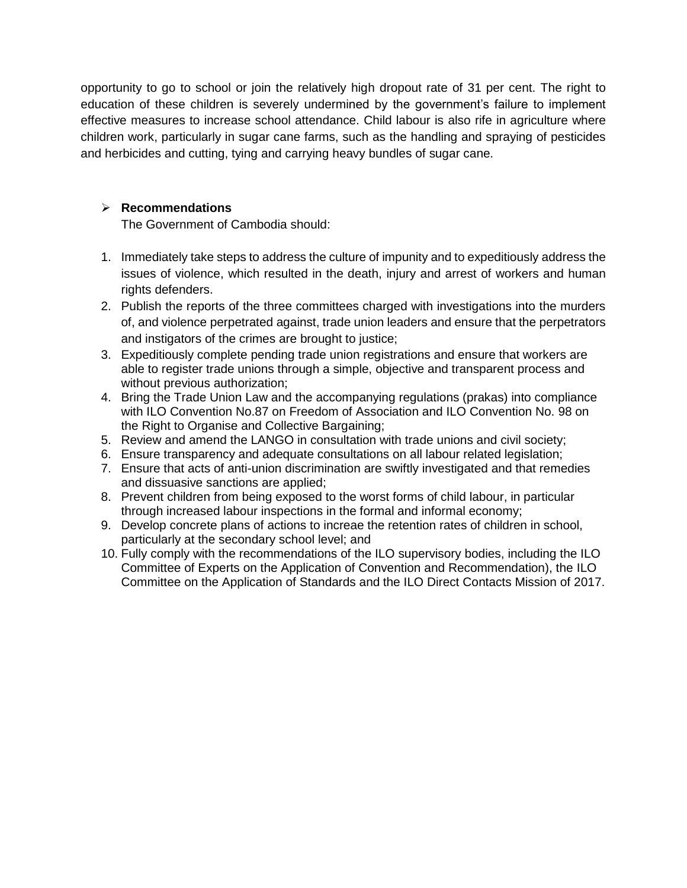opportunity to go to school or join the relatively high dropout rate of 31 per cent. The right to education of these children is severely undermined by the government's failure to implement effective measures to increase school attendance. Child labour is also rife in agriculture where children work, particularly in sugar cane farms, such as the handling and spraying of pesticides and herbicides and cutting, tying and carrying heavy bundles of sugar cane.

- **Recommendations**

  The Government of Cambodia should:

1. Immediately take steps to address the culture of impunity and to expeditiously address the issues of violence, which resulted in the death, injury and arrest of workers and human rights defenders.
2. Publish the reports of the three committees charged with investigations into the murders of, and violence perpetrated against, trade union leaders and ensure that the perpetrators and instigators of the crimes are brought to justice;
3. Expeditiously complete pending trade union registrations and ensure that workers are able to register trade unions through a simple, objective and transparent process and without previous authorization;
4. Bring the Trade Union Law and the accompanying regulations (prakas) into compliance with ILO Convention No.87 on Freedom of Association and ILO Convention No. 98 on the Right to Organise and Collective Bargaining;
5. Review and amend the LANGO in consultation with trade unions and civil society;
6. Ensure transparency and adequate consultations on all labour related legislation;
7. Ensure that acts of anti-union discrimination are swiftly investigated and that remedies and dissuasive sanctions are applied;
8. Prevent children from being exposed to the worst forms of child labour, in particular through increased labour inspections in the formal and informal economy;
9. Develop concrete plans of actions to increae the retention rates of children in school, particularly at the secondary school level; and
10. Fully comply with the recommendations of the ILO supervisory bodies, including the ILO Committee of Experts on the Application of Convention and Recommendation), the ILO Committee on the Application of Standards and the ILO Direct Contacts Mission of 2017.